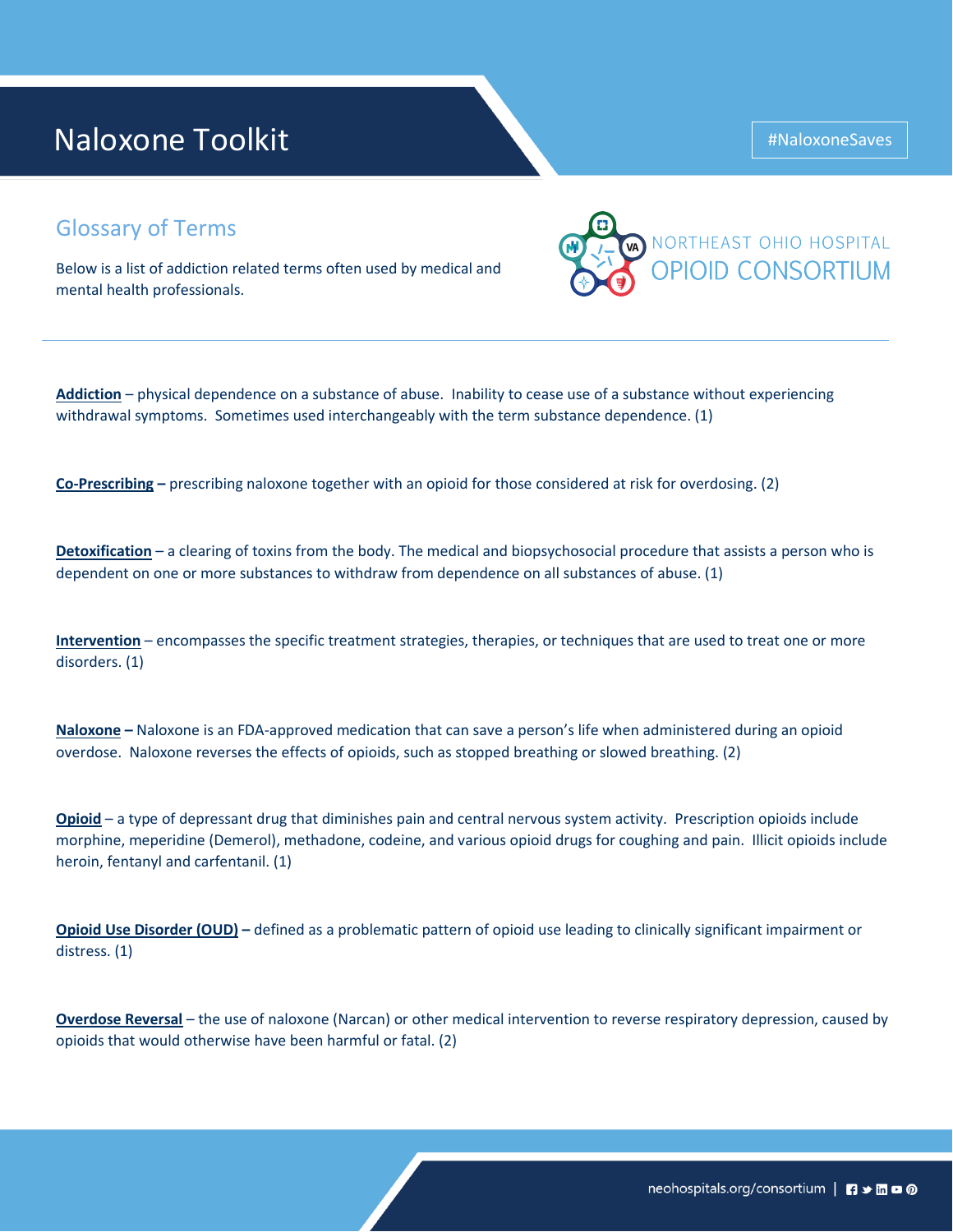# Naloxone Toolkit

#NaloxoneSaves

NORTHEAST OHIO HOSPITAL OPIOID CONSORTIUM

## Glossary of Terms

Below is a list of addiction related terms often used by medical and mental health professionals.

**Addiction** – physical dependence on a substance of abuse. Inability to cease use of a substance without experiencing withdrawal symptoms. Sometimes used interchangeably with the term substance dependence. (1)

**Co-Prescribing –** prescribing naloxone together with an opioid for those considered at risk for overdosing. (2)

**Detoxification** – a clearing of toxins from the body. The medical and biopsychosocial procedure that assists a person who is dependent on one or more substances to withdraw from dependence on all substances of abuse. (1)

**Intervention** – encompasses the specific treatment strategies, therapies, or techniques that are used to treat one or more disorders. (1)

**Naloxone –** Naloxone is an FDA-approved medication that can save a person's life when administered during an opioid overdose. Naloxone reverses the effects of opioids, such as stopped breathing or slowed breathing. (2)

**Opioid** – a type of depressant drug that diminishes pain and central nervous system activity. Prescription opioids include morphine, meperidine (Demerol), methadone, codeine, and various opioid drugs for coughing and pain. Illicit opioids include heroin, fentanyl and carfentanil. (1)

**Opioid Use Disorder (OUD) –** defined as a problematic pattern of opioid use leading to clinically significant impairment or distress. (1)

**Overdose Reversal** – the use of naloxone (Narcan) or other medical intervention to reverse respiratory depression, caused by opioids that would otherwise have been harmful or fatal. (2)

neohospitals.org/consortium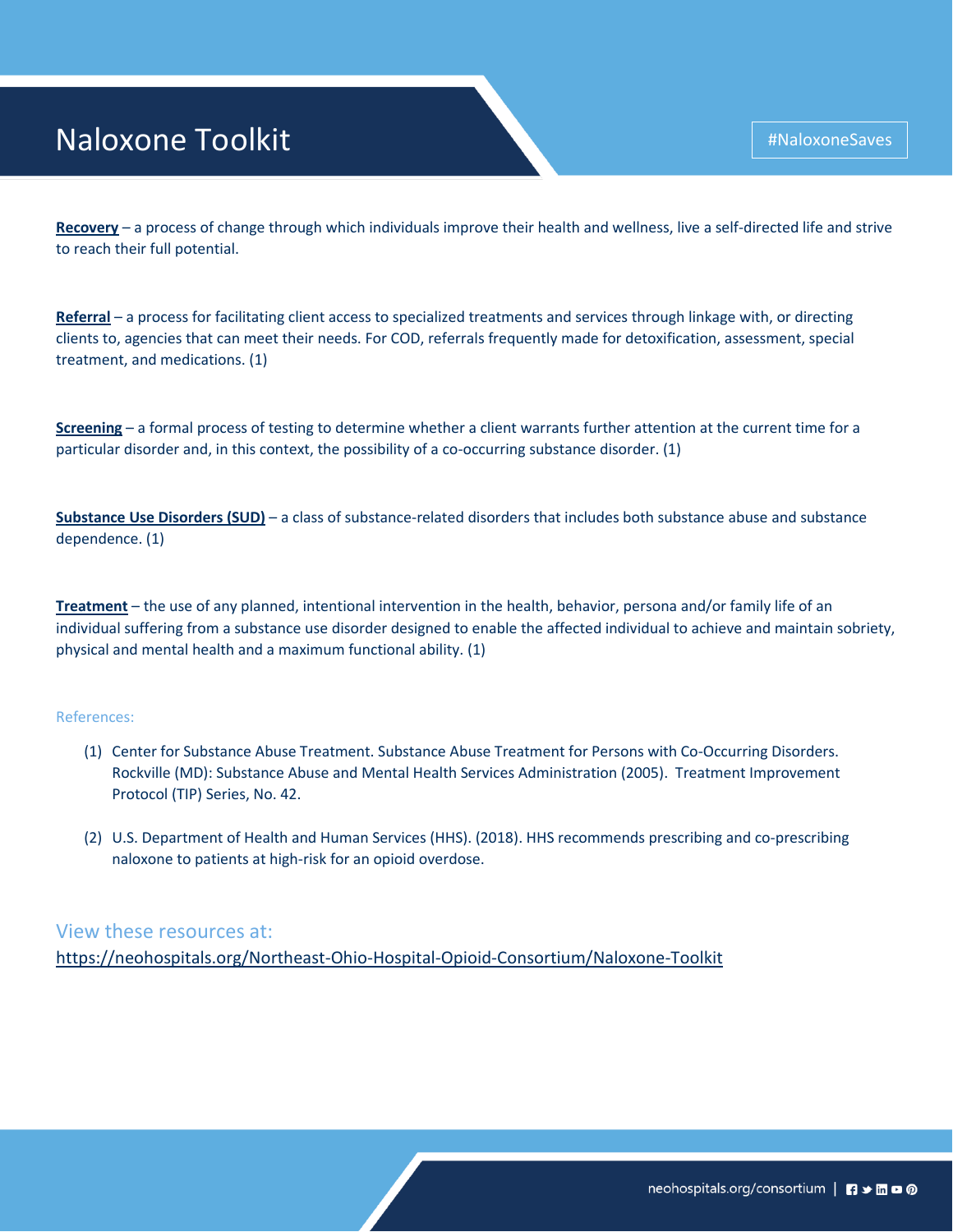# Naloxone Toolkit

#NaloxoneSaves

**Recovery** – a process of change through which individuals improve their health and wellness, live a self-directed life and strive to reach their full potential.

**Referral** – a process for facilitating client access to specialized treatments and services through linkage with, or directing clients to, agencies that can meet their needs. For COD, referrals frequently made for detoxification, assessment, special treatment, and medications. (1)

**Screening** – a formal process of testing to determine whether a client warrants further attention at the current time for a particular disorder and, in this context, the possibility of a co-occurring substance disorder. (1)

**Substance Use Disorders (SUD)** – a class of substance-related disorders that includes both substance abuse and substance dependence. (1)

**Treatment** – the use of any planned, intentional intervention in the health, behavior, persona and/or family life of an individual suffering from a substance use disorder designed to enable the affected individual to achieve and maintain sobriety, physical and mental health and a maximum functional ability. (1)

References:

(1) Center for Substance Abuse Treatment. Substance Abuse Treatment for Persons with Co-Occurring Disorders. Rockville (MD): Substance Abuse and Mental Health Services Administration (2005). Treatment Improvement Protocol (TIP) Series, No. 42.

(2) U.S. Department of Health and Human Services (HHS). (2018). HHS recommends prescribing and co-prescribing naloxone to patients at high-risk for an opioid overdose.

View these resources at:
https://neohospitals.org/Northeast-Ohio-Hospital-Opioid-Consortium/Naloxone-Toolkit